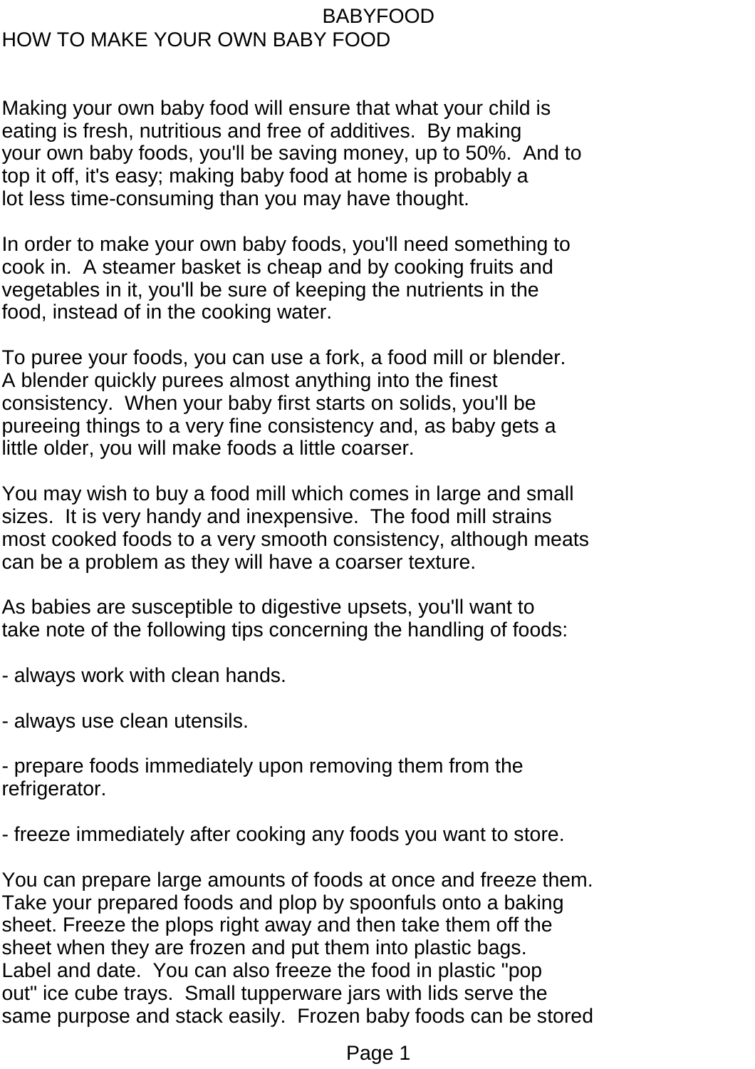# HOW TO MAKE YOUR OWN BABY FOOD

Making your own baby food will ensure that what your child is eating is fresh, nutritious and free of additives. By making your own baby foods, you'll be saving money, up to 50%. And to top it off, it's easy; making baby food at home is probably a lot less time-consuming than you may have thought.

In order to make your own baby foods, you'll need something to cook in. A steamer basket is cheap and by cooking fruits and vegetables in it, you'll be sure of keeping the nutrients in the food, instead of in the cooking water.

To puree your foods, you can use a fork, a food mill or blender. A blender quickly purees almost anything into the finest consistency. When your baby first starts on solids, you'll be pureeing things to a very fine consistency and, as baby gets a little older, you will make foods a little coarser.

You may wish to buy a food mill which comes in large and small sizes. It is very handy and inexpensive. The food mill strains most cooked foods to a very smooth consistency, although meats can be a problem as they will have a coarser texture.

As babies are susceptible to digestive upsets, you'll want to take note of the following tips concerning the handling of foods:

- always work with clean hands.

- always use clean utensils.

- prepare foods immediately upon removing them from the refrigerator.

- freeze immediately after cooking any foods you want to store.

You can prepare large amounts of foods at once and freeze them. Take your prepared foods and plop by spoonfuls onto a baking sheet. Freeze the plops right away and then take them off the sheet when they are frozen and put them into plastic bags. Label and date. You can also freeze the food in plastic "pop out" ice cube trays. Small tupperware jars with lids serve the same purpose and stack easily. Frozen baby foods can be stored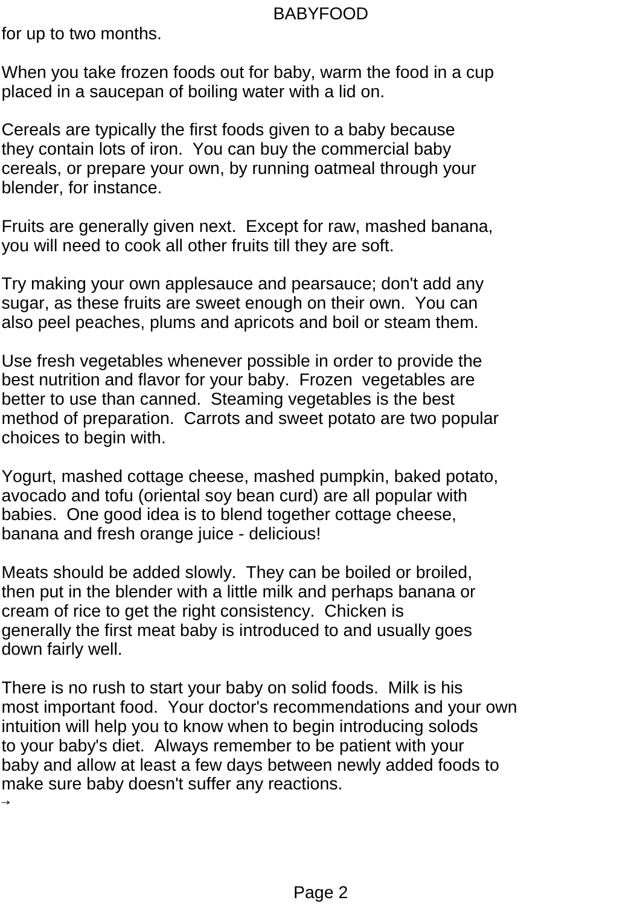for up to two months.

When you take frozen foods out for baby, warm the food in a cup placed in a saucepan of boiling water with a lid on.

Cereals are typically the first foods given to a baby because they contain lots of iron.  You can buy the commercial baby cereals, or prepare your own, by running oatmeal through your blender, for instance.

Fruits are generally given next.  Except for raw, mashed banana, you will need to cook all other fruits till they are soft.

Try making your own applesauce and pearsauce; don't add any sugar, as these fruits are sweet enough on their own.  You can also peel peaches, plums and apricots and boil or steam them.

Use fresh vegetables whenever possible in order to provide the best nutrition and flavor for your baby.  Frozen  vegetables are better to use than canned.  Steaming vegetables is the best method of preparation.  Carrots and sweet potato are two popular choices to begin with.

Yogurt, mashed cottage cheese, mashed pumpkin, baked potato, avocado and tofu (oriental soy bean curd) are all popular with babies.  One good idea is to blend together cottage cheese, banana and fresh orange juice - delicious!

Meats should be added slowly.  They can be boiled or broiled, then put in the blender with a little milk and perhaps banana or cream of rice to get the right consistency.  Chicken is generally the first meat baby is introduced to and usually goes down fairly well.

There is no rush to start your baby on solid foods.  Milk is his most important food.  Your doctor's recommendations and your own intuition will help you to know when to begin introducing solods to your baby's diet.  Always remember to be patient with your baby and allow at least a few days between newly added foods to make sure baby doesn't suffer any reactions.

→